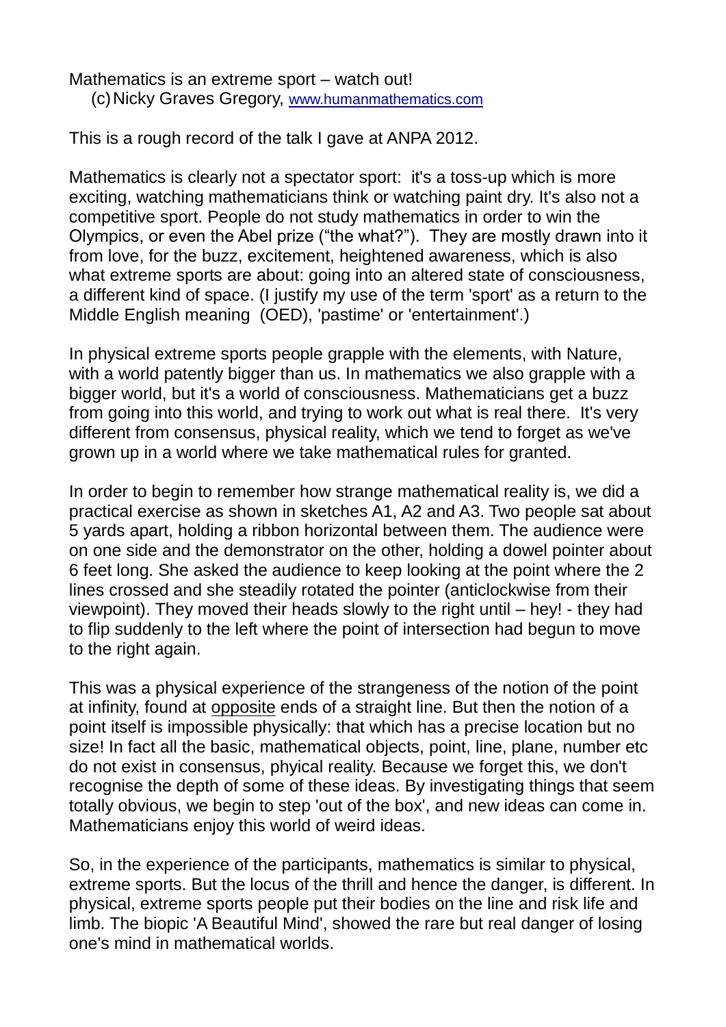Mathematics is an extreme sport – watch out!

(c) Nicky Graves Gregory, www.humanmathematics.com

This is a rough record of the talk I gave at ANPA 2012.

Mathematics is clearly not a spectator sport: it's a toss-up which is more exciting, watching mathematicians think or watching paint dry. It's also not a competitive sport. People do not study mathematics in order to win the Olympics, or even the Abel prize ("the what?"). They are mostly drawn into it from love, for the buzz, excitement, heightened awareness, which is also what extreme sports are about: going into an altered state of consciousness, a different kind of space. (I justify my use of the term 'sport' as a return to the Middle English meaning (OED), 'pastime' or 'entertainment'.)

In physical extreme sports people grapple with the elements, with Nature, with a world patently bigger than us. In mathematics we also grapple with a bigger world, but it's a world of consciousness. Mathematicians get a buzz from going into this world, and trying to work out what is real there. It's very different from consensus, physical reality, which we tend to forget as we've grown up in a world where we take mathematical rules for granted.

In order to begin to remember how strange mathematical reality is, we did a practical exercise as shown in sketches A1, A2 and A3. Two people sat about 5 yards apart, holding a ribbon horizontal between them. The audience were on one side and the demonstrator on the other, holding a dowel pointer about 6 feet long. She asked the audience to keep looking at the point where the 2 lines crossed and she steadily rotated the pointer (anticlockwise from their viewpoint). They moved their heads slowly to the right until – hey! - they had to flip suddenly to the left where the point of intersection had begun to move to the right again.

This was a physical experience of the strangeness of the notion of the point at infinity, found at <u>opposite</u> ends of a straight line. But then the notion of a point itself is impossible physically: that which has a precise location but no size! In fact all the basic, mathematical objects, point, line, plane, number etc do not exist in consensus, phyical reality. Because we forget this, we don't recognise the depth of some of these ideas. By investigating things that seem totally obvious, we begin to step 'out of the box', and new ideas can come in. Mathematicians enjoy this world of weird ideas.

So, in the experience of the participants, mathematics is similar to physical, extreme sports. But the locus of the thrill and hence the danger, is different. In physical, extreme sports people put their bodies on the line and risk life and limb. The biopic 'A Beautiful Mind', showed the rare but real danger of losing one's mind in mathematical worlds.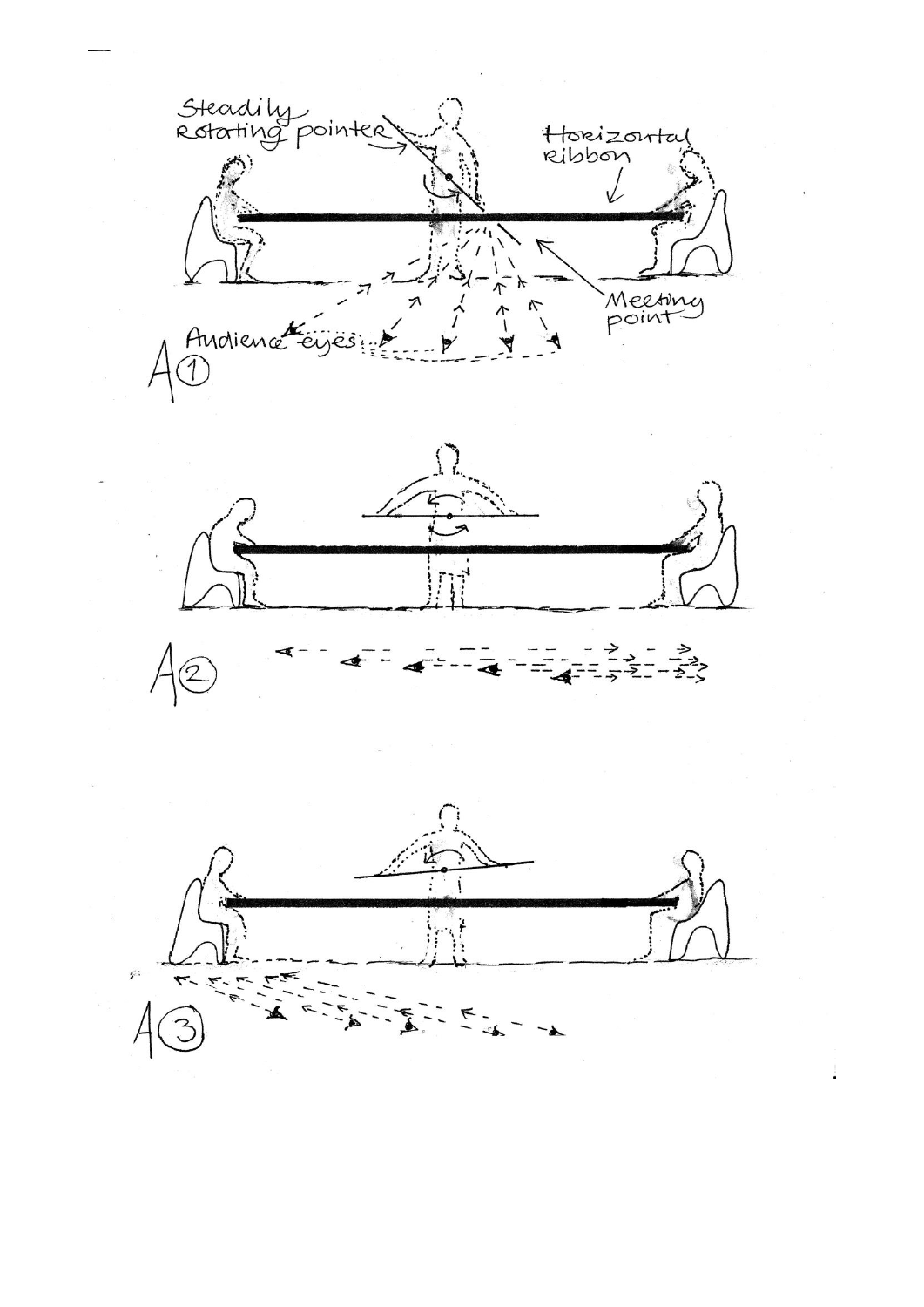Steadily rotating pointer

Horizontal ribbon

Meeting point

Audience eyes

A①

A②

A③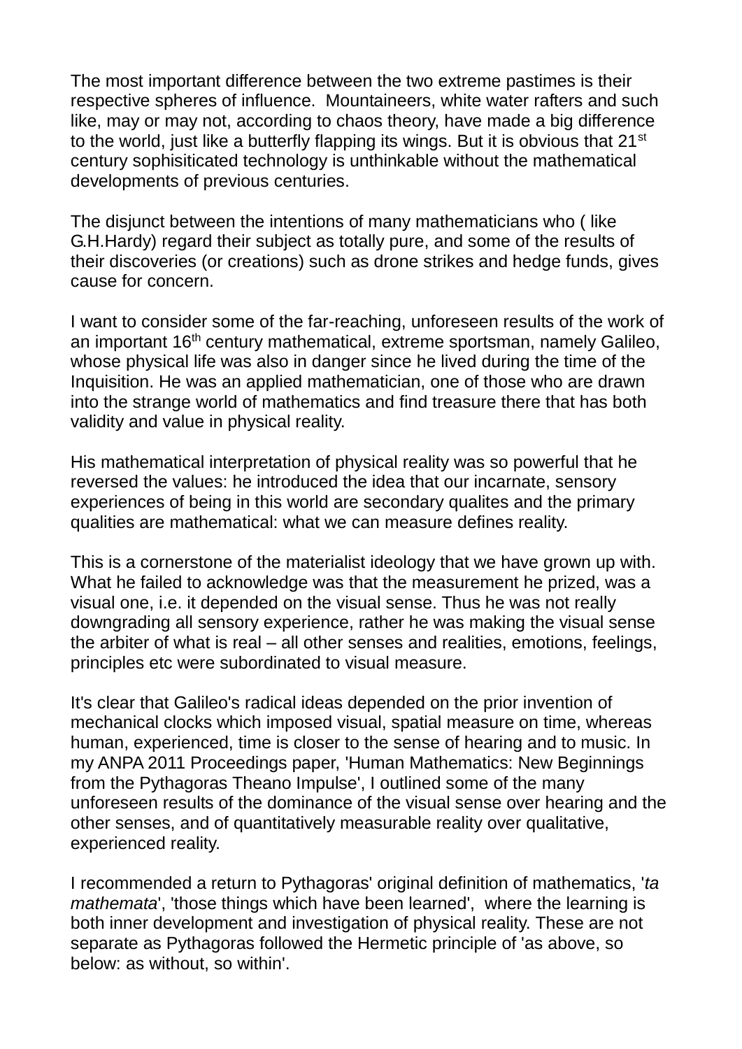The most important difference between the two extreme pastimes is their respective spheres of influence. Mountaineers, white water rafters and such like, may or may not, according to chaos theory, have made a big difference to the world, just like a butterfly flapping its wings. But it is obvious that 21st century sophisiticated technology is unthinkable without the mathematical developments of previous centuries.

The disjunct between the intentions of many mathematicians who ( like G.H.Hardy) regard their subject as totally pure, and some of the results of their discoveries (or creations) such as drone strikes and hedge funds, gives cause for concern.

I want to consider some of the far-reaching, unforeseen results of the work of an important 16th century mathematical, extreme sportsman, namely Galileo, whose physical life was also in danger since he lived during the time of the Inquisition. He was an applied mathematician, one of those who are drawn into the strange world of mathematics and find treasure there that has both validity and value in physical reality.

His mathematical interpretation of physical reality was so powerful that he reversed the values: he introduced the idea that our incarnate, sensory experiences of being in this world are secondary qualites and the primary qualities are mathematical: what we can measure defines reality.

This is a cornerstone of the materialist ideology that we have grown up with. What he failed to acknowledge was that the measurement he prized, was a visual one, i.e. it depended on the visual sense. Thus he was not really downgrading all sensory experience, rather he was making the visual sense the arbiter of what is real – all other senses and realities, emotions, feelings, principles etc were subordinated to visual measure.

It's clear that Galileo's radical ideas depended on the prior invention of mechanical clocks which imposed visual, spatial measure on time, whereas human, experienced, time is closer to the sense of hearing and to music. In my ANPA 2011 Proceedings paper, 'Human Mathematics: New Beginnings from the Pythagoras Theano Impulse', I outlined some of the many unforeseen results of the dominance of the visual sense over hearing and the other senses, and of quantitatively measurable reality over qualitative, experienced reality.

I recommended a return to Pythagoras' original definition of mathematics, '*ta mathemata*', 'those things which have been learned', where the learning is both inner development and investigation of physical reality. These are not separate as Pythagoras followed the Hermetic principle of 'as above, so below: as without, so within'.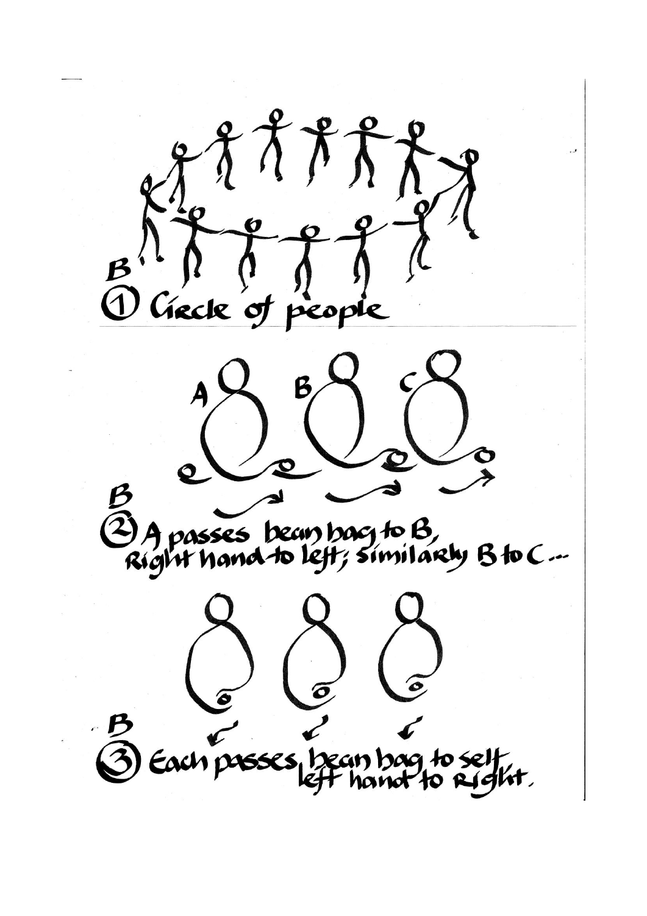B

① Circle of people

A B C

B

② A passes bean bag to B, Right hand to left; similarly B to C --

B

③ Each passes bean bag to self left hand to Right.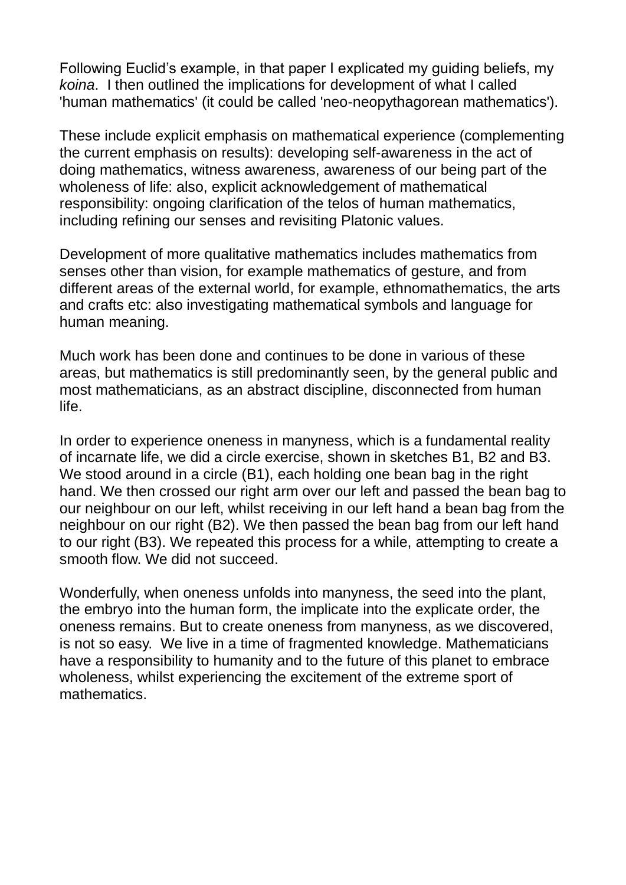Following Euclid’s example, in that paper I explicated my guiding beliefs, my *koina*. I then outlined the implications for development of what I called 'human mathematics' (it could be called 'neo-neopythagorean mathematics').

These include explicit emphasis on mathematical experience (complementing the current emphasis on results): developing self-awareness in the act of doing mathematics, witness awareness, awareness of our being part of the wholeness of life: also, explicit acknowledgement of mathematical responsibility: ongoing clarification of the telos of human mathematics, including refining our senses and revisiting Platonic values.

Development of more qualitative mathematics includes mathematics from senses other than vision, for example mathematics of gesture, and from different areas of the external world, for example, ethnomathematics, the arts and crafts etc: also investigating mathematical symbols and language for human meaning.

Much work has been done and continues to be done in various of these areas, but mathematics is still predominantly seen, by the general public and most mathematicians, as an abstract discipline, disconnected from human life.

In order to experience oneness in manyness, which is a fundamental reality of incarnate life, we did a circle exercise, shown in sketches B1, B2 and B3. We stood around in a circle (B1), each holding one bean bag in the right hand. We then crossed our right arm over our left and passed the bean bag to our neighbour on our left, whilst receiving in our left hand a bean bag from the neighbour on our right (B2). We then passed the bean bag from our left hand to our right (B3). We repeated this process for a while, attempting to create a smooth flow. We did not succeed.

Wonderfully, when oneness unfolds into manyness, the seed into the plant, the embryo into the human form, the implicate into the explicate order, the oneness remains. But to create oneness from manyness, as we discovered, is not so easy. We live in a time of fragmented knowledge. Mathematicians have a responsibility to humanity and to the future of this planet to embrace wholeness, whilst experiencing the excitement of the extreme sport of mathematics.